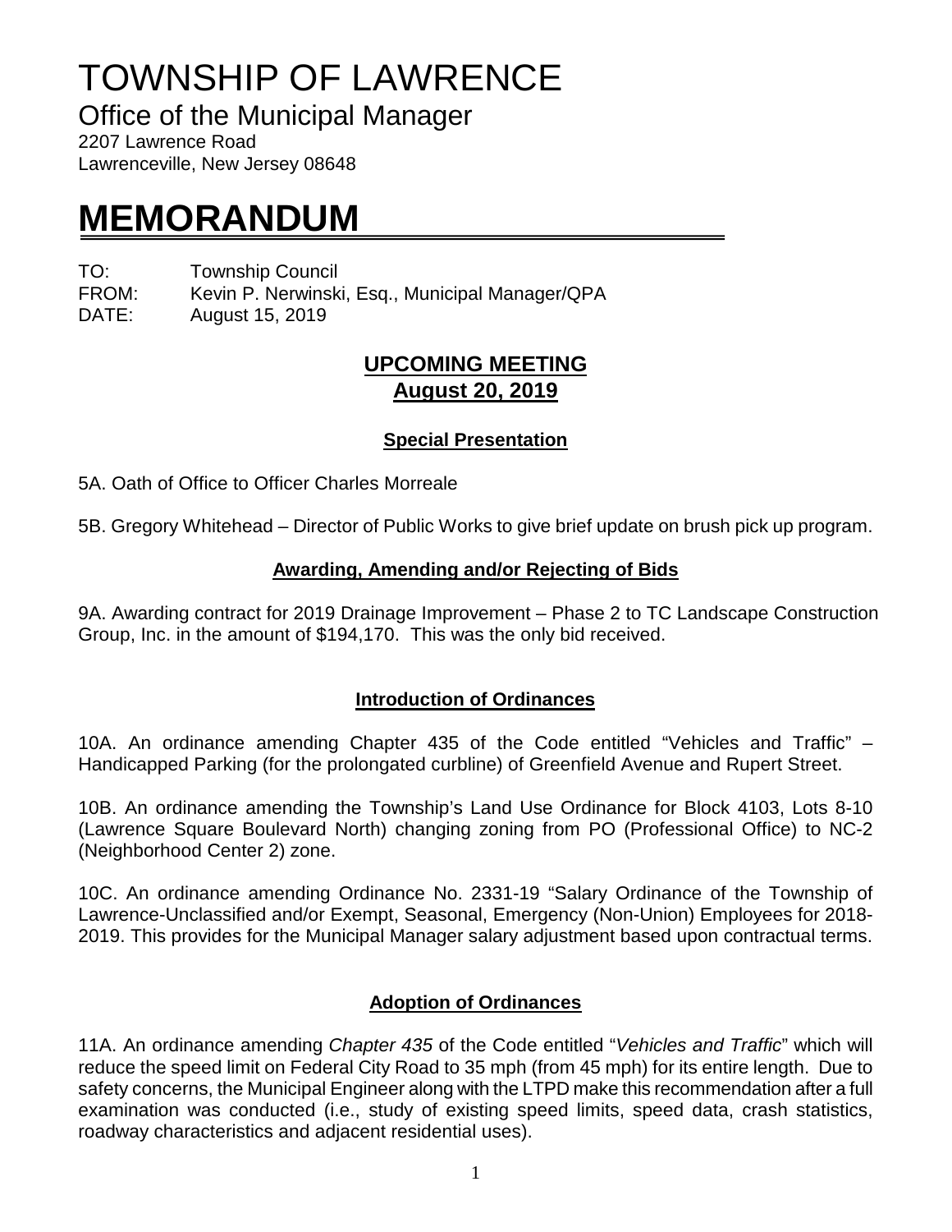# TOWNSHIP OF LAWRENCE

## Office of the Municipal Manager

2207 Lawrence Road
Lawrenceville, New Jersey 08648

# MEMORANDUM

TO: Township Council
FROM: Kevin P. Nerwinski, Esq., Municipal Manager/QPA
DATE: August 15, 2019

## UPCOMING MEETING
## August 20, 2019

### Special Presentation

5A. Oath of Office to Officer Charles Morreale

5B. Gregory Whitehead – Director of Public Works to give brief update on brush pick up program.

### Awarding, Amending and/or Rejecting of Bids

9A. Awarding contract for 2019 Drainage Improvement – Phase 2 to TC Landscape Construction Group, Inc. in the amount of $194,170. This was the only bid received.

### Introduction of Ordinances

10A. An ordinance amending Chapter 435 of the Code entitled "Vehicles and Traffic" – Handicapped Parking (for the prolongated curbline) of Greenfield Avenue and Rupert Street.

10B. An ordinance amending the Township's Land Use Ordinance for Block 4103, Lots 8-10 (Lawrence Square Boulevard North) changing zoning from PO (Professional Office) to NC-2 (Neighborhood Center 2) zone.

10C. An ordinance amending Ordinance No. 2331-19 "Salary Ordinance of the Township of Lawrence-Unclassified and/or Exempt, Seasonal, Emergency (Non-Union) Employees for 2018-2019. This provides for the Municipal Manager salary adjustment based upon contractual terms.

### Adoption of Ordinances

11A. An ordinance amending *Chapter 435* of the Code entitled "*Vehicles and Traffic*" which will reduce the speed limit on Federal City Road to 35 mph (from 45 mph) for its entire length. Due to safety concerns, the Municipal Engineer along with the LTPD make this recommendation after a full examination was conducted (i.e., study of existing speed limits, speed data, crash statistics, roadway characteristics and adjacent residential uses).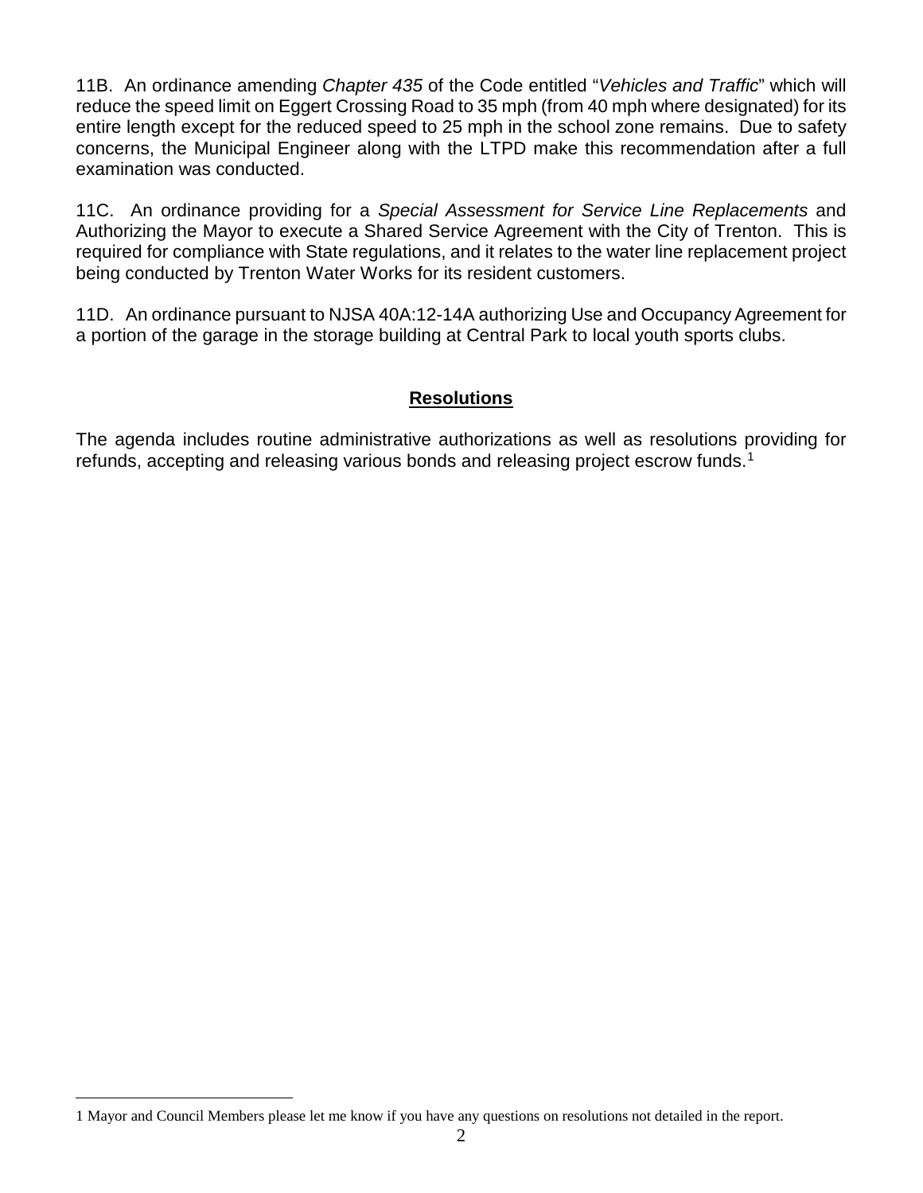11B. An ordinance amending *Chapter 435* of the Code entitled "*Vehicles and Traffic*" which will reduce the speed limit on Eggert Crossing Road to 35 mph (from 40 mph where designated) for its entire length except for the reduced speed to 25 mph in the school zone remains. Due to safety concerns, the Municipal Engineer along with the LTPD make this recommendation after a full examination was conducted.

11C. An ordinance providing for a *Special Assessment for Service Line Replacements* and Authorizing the Mayor to execute a Shared Service Agreement with the City of Trenton. This is required for compliance with State regulations, and it relates to the water line replacement project being conducted by Trenton Water Works for its resident customers.

11D. An ordinance pursuant to NJSA 40A:12-14A authorizing Use and Occupancy Agreement for a portion of the garage in the storage building at Central Park to local youth sports clubs.

## Resolutions

The agenda includes routine administrative authorizations as well as resolutions providing for refunds, accepting and releasing various bonds and releasing project escrow funds.[1]

[1] Mayor and Council Members please let me know if you have any questions on resolutions not detailed in the report.